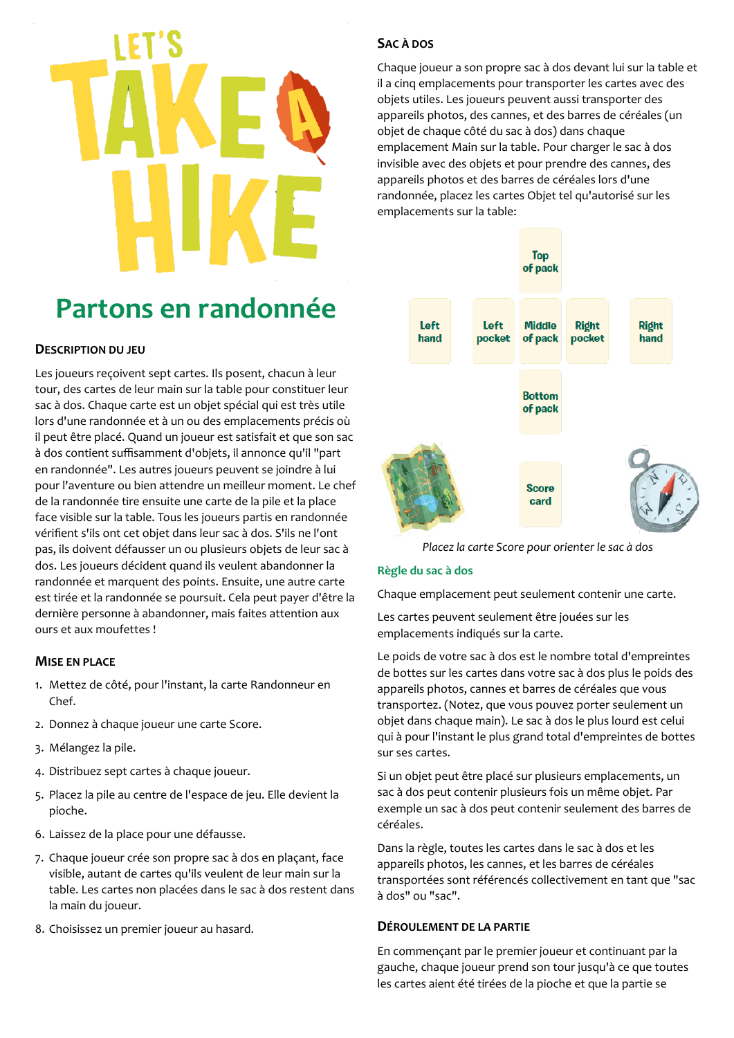# LET'S TAKE A HIKE

# Partons en randonnée

## Description du jeu

Les joueurs reçoivent sept cartes. Ils posent, chacun à leur tour, des cartes de leur main sur la table pour constituer leur sac à dos. Chaque carte est un objet spécial qui est très utile lors d'une randonnée et à un ou des emplacements précis où il peut être placé. Quand un joueur est satisfait et que son sac à dos contient suffisamment d'objets, il annonce qu'il "part en randonnée". Les autres joueurs peuvent se joindre à lui pour l'aventure ou bien attendre un meilleur moment. Le chef de la randonnée tire ensuite une carte de la pile et la place face visible sur la table. Tous les joueurs partis en randonnée vérifient s'ils ont cet objet dans leur sac à dos. S'ils ne l'ont pas, ils doivent défausser un ou plusieurs objets de leur sac à dos. Les joueurs décident quand ils veulent abandonner la randonnée et marquent des points. Ensuite, une autre carte est tirée et la randonnée se poursuit. Cela peut payer d'être la dernière personne à abandonner, mais faites attention aux ours et aux moufettes !

## Mise en place

1. Mettez de côté, pour l'instant, la carte Randonneur en Chef.
2. Donnez à chaque joueur une carte Score.
3. Mélangez la pile.
4. Distribuez sept cartes à chaque joueur.
5. Placez la pile au centre de l'espace de jeu. Elle devient la pioche.
6. Laissez de la place pour une défausse.
7. Chaque joueur crée son propre sac à dos en plaçant, face visible, autant de cartes qu'ils veulent de leur main sur la table. Les cartes non placées dans le sac à dos restent dans la main du joueur.
8. Choisissez un premier joueur au hasard.

## Sac à dos

Chaque joueur a son propre sac à dos devant lui sur la table et il a cinq emplacements pour transporter les cartes avec des objets utiles. Les joueurs peuvent aussi transporter des appareils photos, des cannes, et des barres de céréales (un objet de chaque côté du sac à dos) dans chaque emplacement Main sur la table. Pour charger le sac à dos invisible avec des objets et pour prendre des cannes, des appareils photos et des barres de céréales lors d'une randonnée, placez les cartes Objet tel qu'autorisé sur les emplacements sur la table:

Top of pack

Left hand — Left pocket — Middle of pack — Right pocket — Right hand

Bottom of pack

Score card

*Placez la carte Score pour orienter le sac à dos*

### Règle du sac à dos

Chaque emplacement peut seulement contenir une carte.

Les cartes peuvent seulement être jouées sur les emplacements indiqués sur la carte.

Le poids de votre sac à dos est le nombre total d'empreintes de bottes sur les cartes dans votre sac à dos plus le poids des appareils photos, cannes et barres de céréales que vous transportez. (Notez, que vous pouvez porter seulement un objet dans chaque main). Le sac à dos le plus lourd est celui qui a pour l'instant le plus grand total d'empreintes de bottes sur ses cartes.

Si un objet peut être placé sur plusieurs emplacements, un sac à dos peut contenir plusieurs fois un même objet. Par exemple un sac à dos peut contenir seulement des barres de céréales.

Dans la règle, toutes les cartes dans le sac à dos et les appareils photos, les cannes, et les barres de céréales transportées sont référencés collectivement en tant que "sac à dos" ou "sac".

## Déroulement de la partie

En commençant par le premier joueur et continuant par la gauche, chaque joueur prend son tour jusqu'à ce que toutes les cartes aient été tirées de la pioche et que la partie se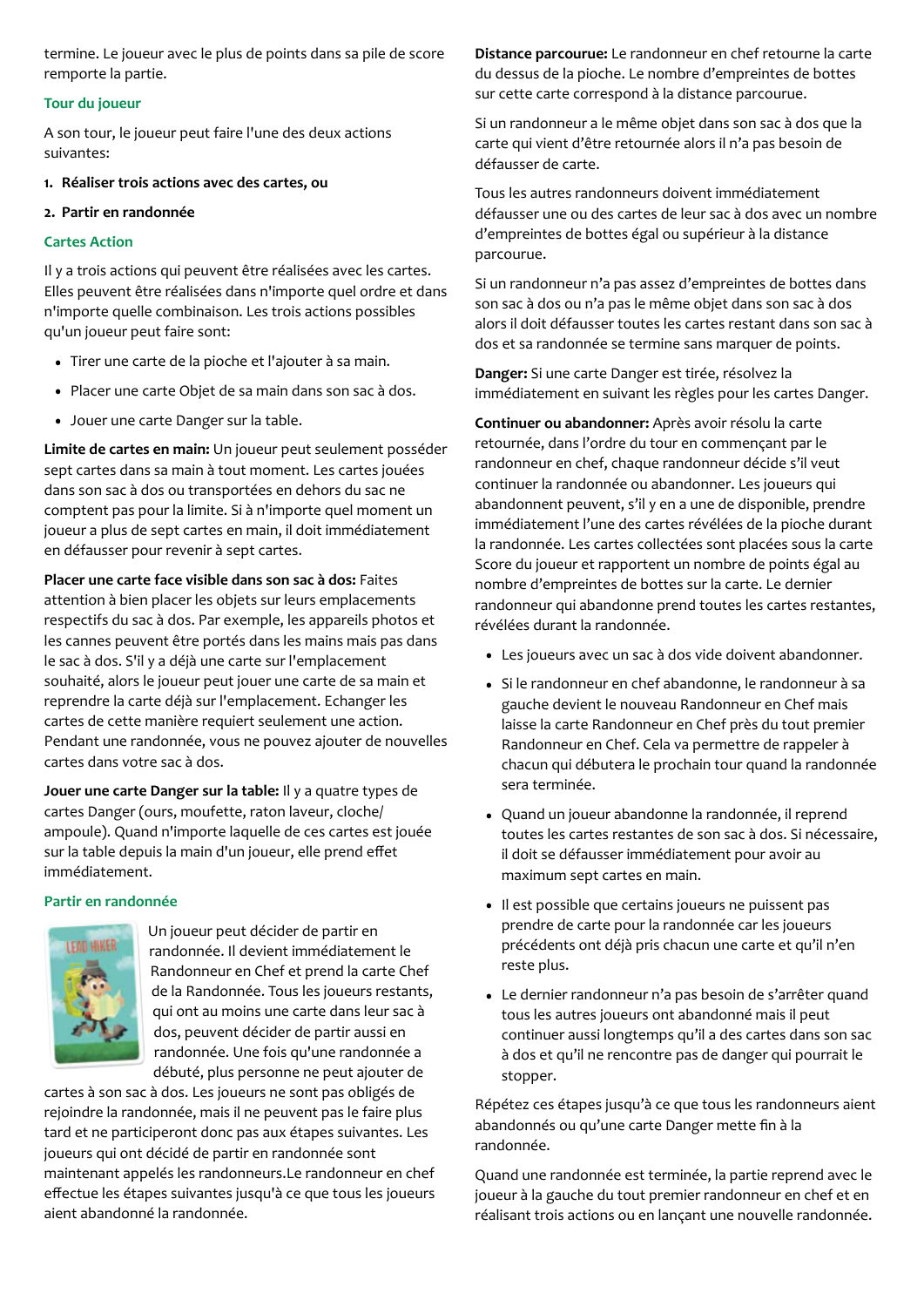termine. Le joueur avec le plus de points dans sa pile de score remporte la partie.

## Tour du joueur

A son tour, le joueur peut faire l'une des deux actions suivantes:

1. **Réaliser trois actions avec des cartes, ou**
2. **Partir en randonnée**

## Cartes Action

Il y a trois actions qui peuvent être réalisées avec les cartes. Elles peuvent être réalisées dans n'importe quel ordre et dans n'importe quelle combinaison. Les trois actions possibles qu'un joueur peut faire sont:

- Tirer une carte de la pioche et l'ajouter à sa main.
- Placer une carte Objet de sa main dans son sac à dos.
- Jouer une carte Danger sur la table.

**Limite de cartes en main:** Un joueur peut seulement posséder sept cartes dans sa main à tout moment. Les cartes jouées dans son sac à dos ou transportées en dehors du sac ne comptent pas pour la limite. Si à n'importe quel moment un joueur a plus de sept cartes en main, il doit immédiatement en défausser pour revenir à sept cartes.

**Placer une carte face visible dans son sac à dos:** Faites attention à bien placer les objets sur leurs emplacements respectifs du sac à dos. Par exemple, les appareils photos et les cannes peuvent être portés dans les mains mais pas dans le sac à dos. S'il y a déjà une carte sur l'emplacement souhaité, alors le joueur peut jouer une carte de sa main et reprendre la carte déjà sur l'emplacement. Echanger les cartes de cette manière requiert seulement une action. Pendant une randonnée, vous ne pouvez ajouter de nouvelles cartes dans votre sac à dos.

**Jouer une carte Danger sur la table:** Il y a quatre types de cartes Danger (ours, moufette, raton laveur, cloche/ampoule). Quand n'importe laquelle de ces cartes est jouée sur la table depuis la main d'un joueur, elle prend effet immédiatement.

## Partir en randonnée

Un joueur peut décider de partir en randonnée. Il devient immédiatement le Randonneur en Chef et prend la carte Chef de la Randonnée. Tous les joueurs restants, qui ont au moins une carte dans leur sac à dos, peuvent décider de partir aussi en randonnée. Une fois qu'une randonnée a débuté, plus personne ne peut ajouter de cartes à son sac à dos. Les joueurs ne sont pas obligés de rejoindre la randonnée, mais il ne peuvent pas le faire plus tard et ne participeront donc pas aux étapes suivantes. Les joueurs qui ont décidé de partir en randonnée sont maintenant appelés les randonneurs.Le randonneur en chef effectue les étapes suivantes jusqu'à ce que tous les joueurs aient abandonné la randonnée.

**Distance parcourue:** Le randonneur en chef retourne la carte du dessus de la pioche. Le nombre d'empreintes de bottes sur cette carte correspond à la distance parcourue.

Si un randonneur a le même objet dans son sac à dos que la carte qui vient d'être retournée alors il n'a pas besoin de défausser de carte.

Tous les autres randonneurs doivent immédiatement défausser une ou des cartes de leur sac à dos avec un nombre d'empreintes de bottes égal ou supérieur à la distance parcourue.

Si un randonneur n'a pas assez d'empreintes de bottes dans son sac à dos ou n'a pas le même objet dans son sac à dos alors il doit défausser toutes les cartes restant dans son sac à dos et sa randonnée se termine sans marquer de points.

**Danger:** Si une carte Danger est tirée, résolvez la immédiatement en suivant les règles pour les cartes Danger.

**Continuer ou abandonner:** Après avoir résolu la carte retournée, dans l'ordre du tour en commençant par le randonneur en chef, chaque randonneur décide s'il veut continuer la randonnée ou abandonner. Les joueurs qui abandonnent peuvent, s'il y en a une de disponible, prendre immédiatement l'une des cartes révélées de la pioche durant la randonnée. Les cartes collectées sont placées sous la carte Score du joueur et rapportent un nombre de points égal au nombre d'empreintes de bottes sur la carte. Le dernier randonneur qui abandonne prend toutes les cartes restantes, révélées durant la randonnée.

- Les joueurs avec un sac à dos vide doivent abandonner.
- Si le randonneur en chef abandonne, le randonneur à sa gauche devient le nouveau Randonneur en Chef mais laisse la carte Randonneur en Chef près du tout premier Randonneur en Chef. Cela va permettre de rappeler à chacun qui débutera le prochain tour quand la randonnée sera terminée.
- Quand un joueur abandonne la randonnée, il reprend toutes les cartes restantes de son sac à dos. Si nécessaire, il doit se défausser immédiatement pour avoir au maximum sept cartes en main.
- Il est possible que certains joueurs ne puissent pas prendre de carte pour la randonnée car les joueurs précédents ont déjà pris chacun une carte et qu'il n'en reste plus.
- Le dernier randonneur n'a pas besoin de s'arrêter quand tous les autres joueurs ont abandonné mais il peut continuer aussi longtemps qu'il a des cartes dans son sac à dos et qu'il ne rencontre pas de danger qui pourrait le stopper.

Répétez ces étapes jusqu'à ce que tous les randonneurs aient abandonnés ou qu'une carte Danger mette fin à la randonnée.

Quand une randonnée est terminée, la partie reprend avec le joueur à la gauche du tout premier randonneur en chef et en réalisant trois actions ou en lançant une nouvelle randonnée.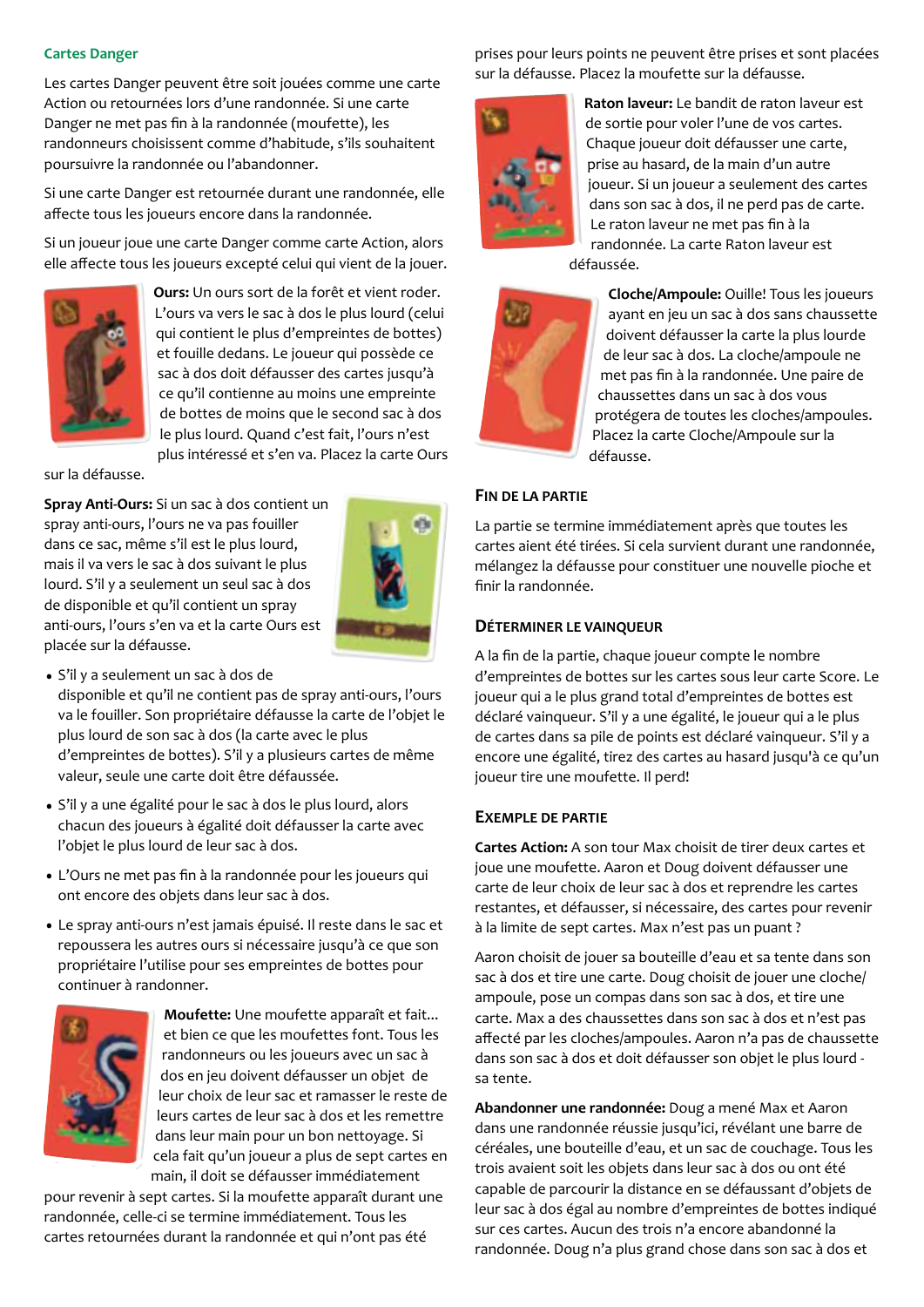### Cartes Danger

Les cartes Danger peuvent être soit jouées comme une carte Action ou retournées lors d'une randonnée. Si une carte Danger ne met pas fin à la randonnée (moufette), les randonneurs choisissent comme d'habitude, s'ils souhaitent poursuivre la randonnée ou l'abandonner.

Si une carte Danger est retournée durant une randonnée, elle affecte tous les joueurs encore dans la randonnée.

Si un joueur joue une carte Danger comme carte Action, alors elle affecte tous les joueurs excepté celui qui vient de la jouer.

**Ours:** Un ours sort de la forêt et vient roder. L'ours va vers le sac à dos le plus lourd (celui qui contient le plus d'empreintes de bottes) et fouille dedans. Le joueur qui possède ce sac à dos doit défausser des cartes jusqu'à ce qu'il contienne au moins une empreinte de bottes de moins que le second sac à dos le plus lourd. Quand c'est fait, l'ours n'est plus intéressé et s'en va. Placez la carte Ours sur la défausse.

**Spray Anti-Ours:** Si un sac à dos contient un spray anti-ours, l'ours ne va pas fouiller dans ce sac, même s'il est le plus lourd, mais il va vers le sac à dos suivant le plus lourd. S'il y a seulement un seul sac à dos de disponible et qu'il contient un spray anti-ours, l'ours s'en va et la carte Ours est placée sur la défausse.

- S'il y a seulement un sac à dos de disponible et qu'il ne contient pas de spray anti-ours, l'ours va le fouiller. Son propriétaire défausse la carte de l'objet le plus lourd de son sac à dos (la carte avec le plus d'empreintes de bottes). S'il y a plusieurs cartes de même valeur, seule une carte doit être défaussée.
- S'il y a une égalité pour le sac à dos le plus lourd, alors chacun des joueurs à égalité doit défausser la carte avec l'objet le plus lourd de leur sac à dos.
- L'Ours ne met pas fin à la randonnée pour les joueurs qui ont encore des objets dans leur sac à dos.
- Le spray anti-ours n'est jamais épuisé. Il reste dans le sac et repoussera les autres ours si nécessaire jusqu'à ce que son propriétaire l'utilise pour ses empreintes de bottes pour continuer à randonner.

**Moufette:** Une moufette apparaît et fait... et bien ce que les moufettes font. Tous les randonneurs ou les joueurs avec un sac à dos en jeu doivent défausser un objet de leur choix de leur sac et ramasser le reste de leurs cartes de leur sac à dos et les remettre dans leur main pour un bon nettoyage. Si cela fait qu'un joueur a plus de sept cartes en main, il doit se défausser immédiatement pour revenir à sept cartes. Si la moufette apparaît durant une randonnée, celle-ci se termine immédiatement. Tous les cartes retournées durant la randonnée et qui n'ont pas été prises pour leurs points ne peuvent être prises et sont placées sur la défausse. Placez la moufette sur la défausse.

**Raton laveur:** Le bandit de raton laveur est de sortie pour voler l'une de vos cartes. Chaque joueur doit défausser une carte, prise au hasard, de la main d'un autre joueur. Si un joueur a seulement des cartes dans son sac à dos, il ne perd pas de carte. Le raton laveur ne met pas fin à la randonnée. La carte Raton laveur est défaussée.

**Cloche/Ampoule:** Ouille! Tous les joueurs ayant en jeu un sac à dos sans chaussette doivent défausser la carte la plus lourde de leur sac à dos. La cloche/ampoule ne met pas fin à la randonnée. Une paire de chaussettes dans un sac à dos vous protégera de toutes les cloches/ampoules. Placez la carte Cloche/Ampoule sur la défausse.

## Fin de la partie

La partie se termine immédiatement après que toutes les cartes aient été tirées. Si cela survient durant une randonnée, mélangez la défausse pour constituer une nouvelle pioche et finir la randonnée.

## Déterminer le vainqueur

A la fin de la partie, chaque joueur compte le nombre d'empreintes de bottes sur les cartes sous leur carte Score. Le joueur qui a le plus grand total d'empreintes de bottes est déclaré vainqueur. S'il y a une égalité, le joueur qui a le plus de cartes dans sa pile de points est déclaré vainqueur. S'il y a encore une égalité, tirez des cartes au hasard jusqu'à ce qu'un joueur tire une moufette. Il perd!

## Exemple de partie

**Cartes Action:** A son tour Max choisit de tirer deux cartes et joue une moufette. Aaron et Doug doivent défausser une carte de leur choix de leur sac à dos et reprendre les cartes restantes, et défausser, si nécessaire, des cartes pour revenir à la limite de sept cartes. Max n'est pas un puant ?

Aaron choisit de jouer sa bouteille d'eau et sa tente dans son sac à dos et tire une carte. Doug choisit de jouer une cloche/ampoule, pose un compas dans son sac à dos, et tire une carte. Max a des chaussettes dans son sac à dos et n'est pas affecté par les cloches/ampoules. Aaron n'a pas de chaussette dans son sac à dos et doit défausser son objet le plus lourd - sa tente.

**Abandonner une randonnée:** Doug a mené Max et Aaron dans une randonnée réussie jusqu'ici, révélant une barre de céréales, une bouteille d'eau, et un sac de couchage. Tous les trois avaient soit les objets dans leur sac à dos ou ont été capable de parcourir la distance en se défaussant d'objets de leur sac à dos égal au nombre d'empreintes de bottes indiqué sur ces cartes. Aucun des trois n'a encore abandonné la randonnée. Doug n'a plus grand chose dans son sac à dos et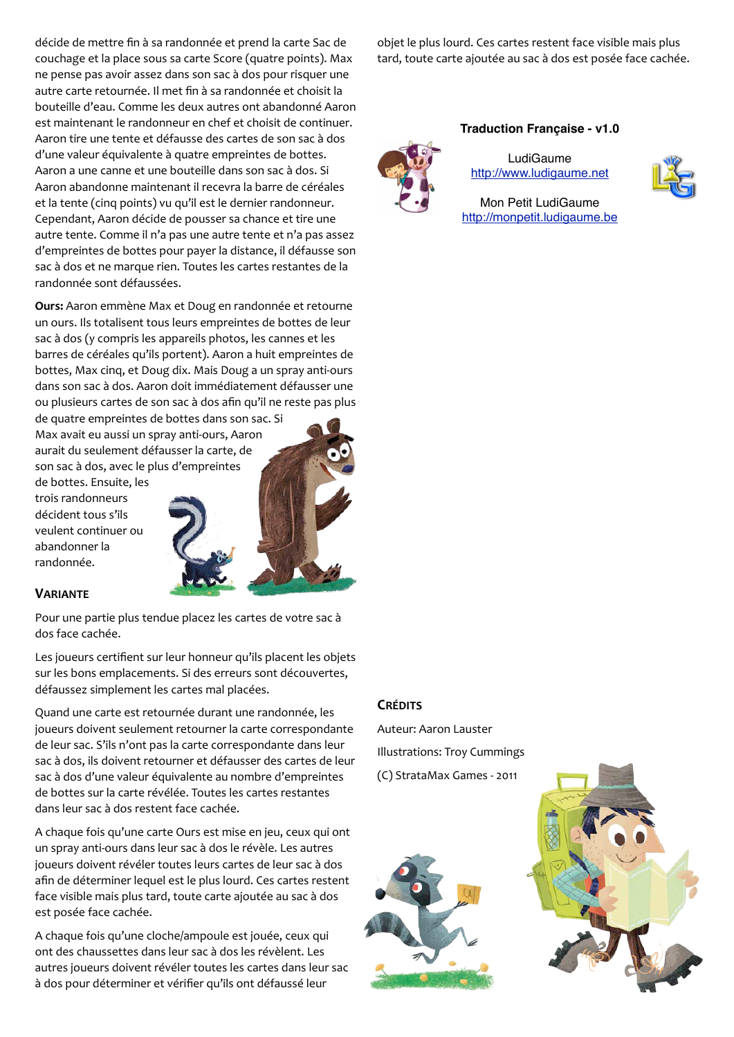décide de mettre fin à sa randonnée et prend la carte Sac de couchage et la place sous sa carte Score (quatre points). Max ne pense pas avoir assez dans son sac à dos pour risquer une autre carte retournée. Il met fin à sa randonnée et choisit la bouteille d'eau. Comme les deux autres ont abandonné Aaron est maintenant le randonneur en chef et choisit de continuer. Aaron tire une tente et défausse des cartes de son sac à dos d'une valeur équivalente à quatre empreintes de bottes. Aaron a une canne et une bouteille dans son sac à dos. Si Aaron abandonne maintenant il recevra la barre de céréales et la tente (cinq points) vu qu'il est le dernier randonneur. Cependant, Aaron décide de pousser sa chance et tire une autre tente. Comme il n'a pas une autre tente et n'a pas assez d'empreintes de bottes pour payer la distance, il défausse son sac à dos et ne marque rien. Toutes les cartes restantes de la randonnée sont défaussées.

**Ours:** Aaron emmène Max et Doug en randonnée et retourne un ours. Ils totalisent tous leurs empreintes de bottes de leur sac à dos (y compris les appareils photos, les cannes et les barres de céréales qu'ils portent). Aaron a huit empreintes de bottes, Max cinq, et Doug dix. Mais Doug a un spray anti-ours dans son sac à dos. Aaron doit immédiatement défausser une ou plusieurs cartes de son sac à dos afin qu'il ne reste pas plus de quatre empreintes de bottes dans son sac. Si Max avait eu aussi un spray anti-ours, Aaron aurait du seulement défausser la carte, de son sac à dos, avec le plus d'empreintes de bottes. Ensuite, les trois randonneurs décident tous s'ils veulent continuer ou abandonner la randonnée.

## Variante

Pour une partie plus tendue placez les cartes de votre sac à dos face cachée.

Les joueurs certifient sur leur honneur qu'ils placent les objets sur les bons emplacements. Si des erreurs sont découvertes, défaussez simplement les cartes mal placées.

Quand une carte est retournée durant une randonnée, les joueurs doivent seulement retourner la carte correspondante de leur sac. S'ils n'ont pas la carte correspondante dans leur sac à dos, ils doivent retourner et défausser des cartes de leur sac à dos d'une valeur équivalente au nombre d'empreintes de bottes sur la carte révélée. Toutes les cartes restantes dans leur sac à dos restent face cachée.

A chaque fois qu'une carte Ours est mise en jeu, ceux qui ont un spray anti-ours dans leur sac à dos le révèle. Les autres joueurs doivent révéler toutes leurs cartes de leur sac à dos afin de déterminer lequel est le plus lourd. Ces cartes restent face visible mais plus tard, toute carte ajoutée au sac à dos est posée face cachée.

A chaque fois qu'une cloche/ampoule est jouée, ceux qui ont des chaussettes dans leur sac à dos les révèlent. Les autres joueurs doivent révéler toutes les cartes dans leur sac à dos pour déterminer et vérifier qu'ils ont défaussé leur objet le plus lourd. Ces cartes restent face visible mais plus tard, toute carte ajoutée au sac à dos est posée face cachée.

**Traduction Française - v1.0**

LudiGaume
http://www.ludigaume.net

Mon Petit LudiGaume
http://monpetit.ludigaume.be

## Crédits

Auteur: Aaron Lauster

Illustrations: Troy Cummings

(C) StrataMax Games - 2011